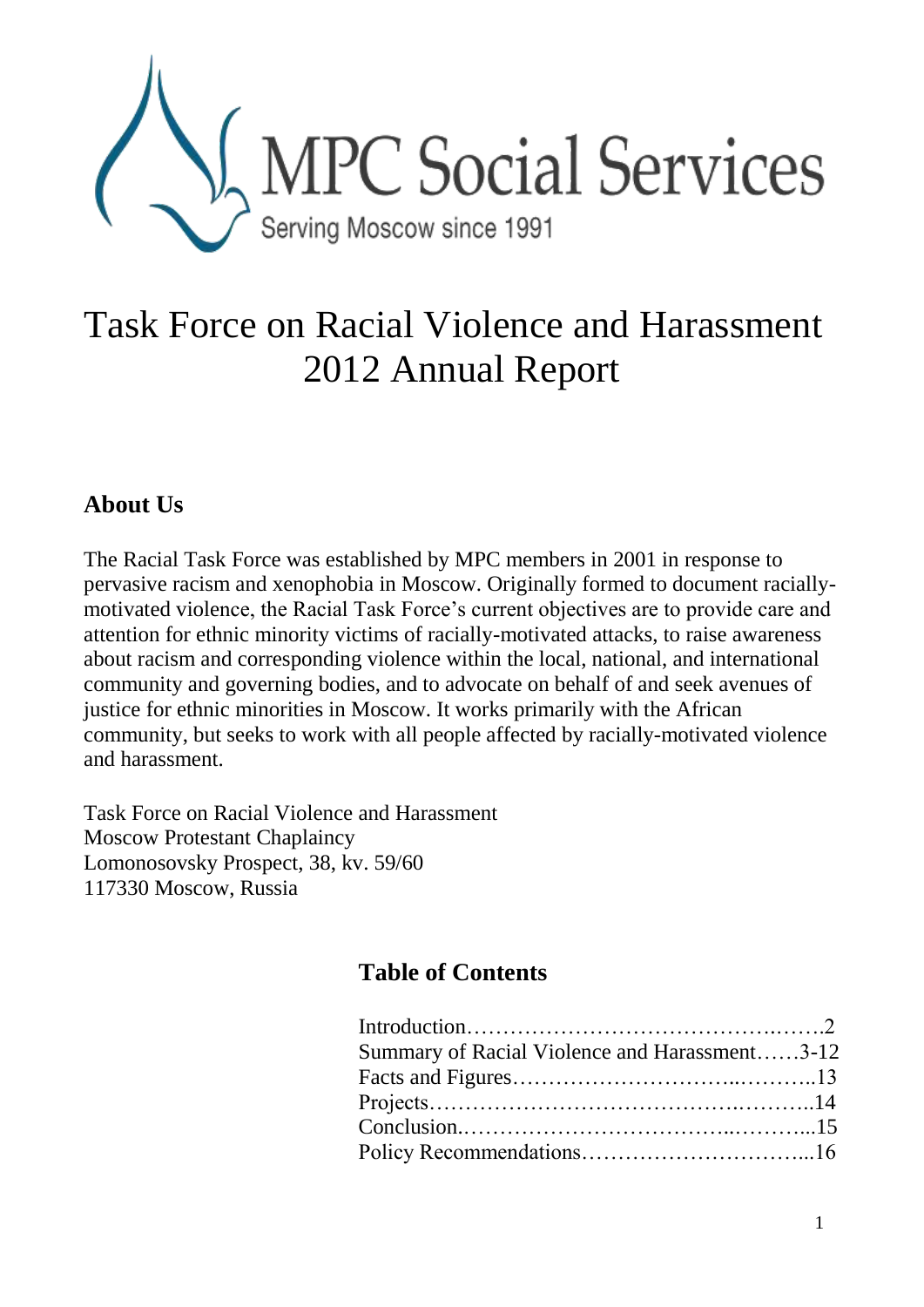MPC Social Services

Serving Moscow since 1991

# Task Force on Racial Violence and Harassment 2012 Annual Report

## About Us

The Racial Task Force was established by MPC members in 2001 in response to pervasive racism and xenophobia in Moscow. Originally formed to document racially-motivated violence, the Racial Task Force's current objectives are to provide care and attention for ethnic minority victims of racially-motivated attacks, to raise awareness about racism and corresponding violence within the local, national, and international community and governing bodies, and to advocate on behalf of and seek avenues of justice for ethnic minorities in Moscow. It works primarily with the African community, but seeks to work with all people affected by racially-motivated violence and harassment.

Task Force on Racial Violence and Harassment
Moscow Protestant Chaplaincy
Lomonosovsky Prospect, 38, kv. 59/60
117330 Moscow, Russia

## Table of Contents

| Section | Page |
| --- | --- |
| Introduction | 2 |
| Summary of Racial Violence and Harassment | 3-12 |
| Facts and Figures | 13 |
| Projects | 14 |
| Conclusion | 15 |
| Policy Recommendations | 16 |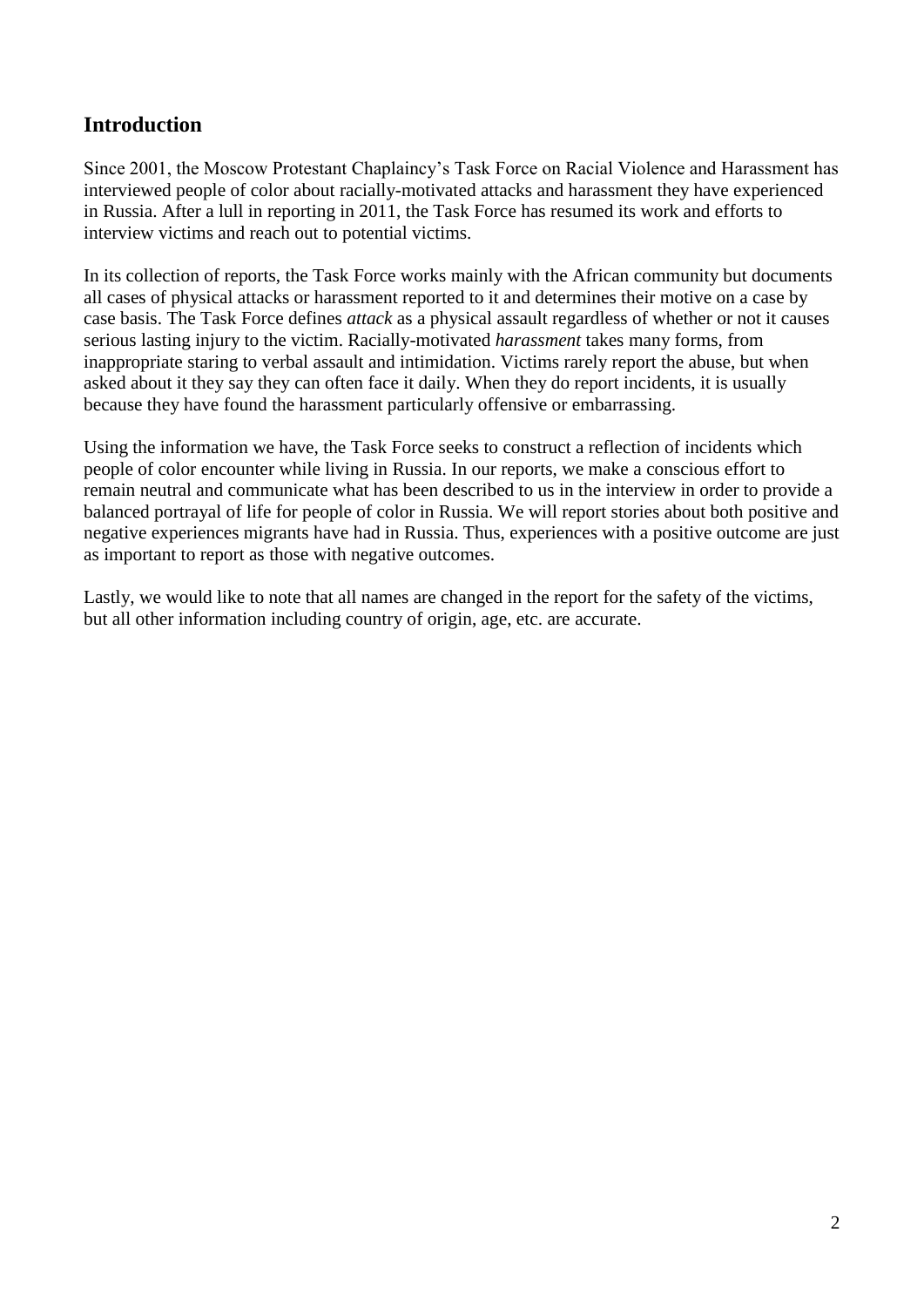## Introduction

Since 2001, the Moscow Protestant Chaplaincy's Task Force on Racial Violence and Harassment has interviewed people of color about racially-motivated attacks and harassment they have experienced in Russia. After a lull in reporting in 2011, the Task Force has resumed its work and efforts to interview victims and reach out to potential victims.

In its collection of reports, the Task Force works mainly with the African community but documents all cases of physical attacks or harassment reported to it and determines their motive on a case by case basis. The Task Force defines *attack* as a physical assault regardless of whether or not it causes serious lasting injury to the victim. Racially-motivated *harassment* takes many forms, from inappropriate staring to verbal assault and intimidation. Victims rarely report the abuse, but when asked about it they say they can often face it daily. When they do report incidents, it is usually because they have found the harassment particularly offensive or embarrassing.

Using the information we have, the Task Force seeks to construct a reflection of incidents which people of color encounter while living in Russia. In our reports, we make a conscious effort to remain neutral and communicate what has been described to us in the interview in order to provide a balanced portrayal of life for people of color in Russia. We will report stories about both positive and negative experiences migrants have had in Russia. Thus, experiences with a positive outcome are just as important to report as those with negative outcomes.

Lastly, we would like to note that all names are changed in the report for the safety of the victims, but all other information including country of origin, age, etc. are accurate.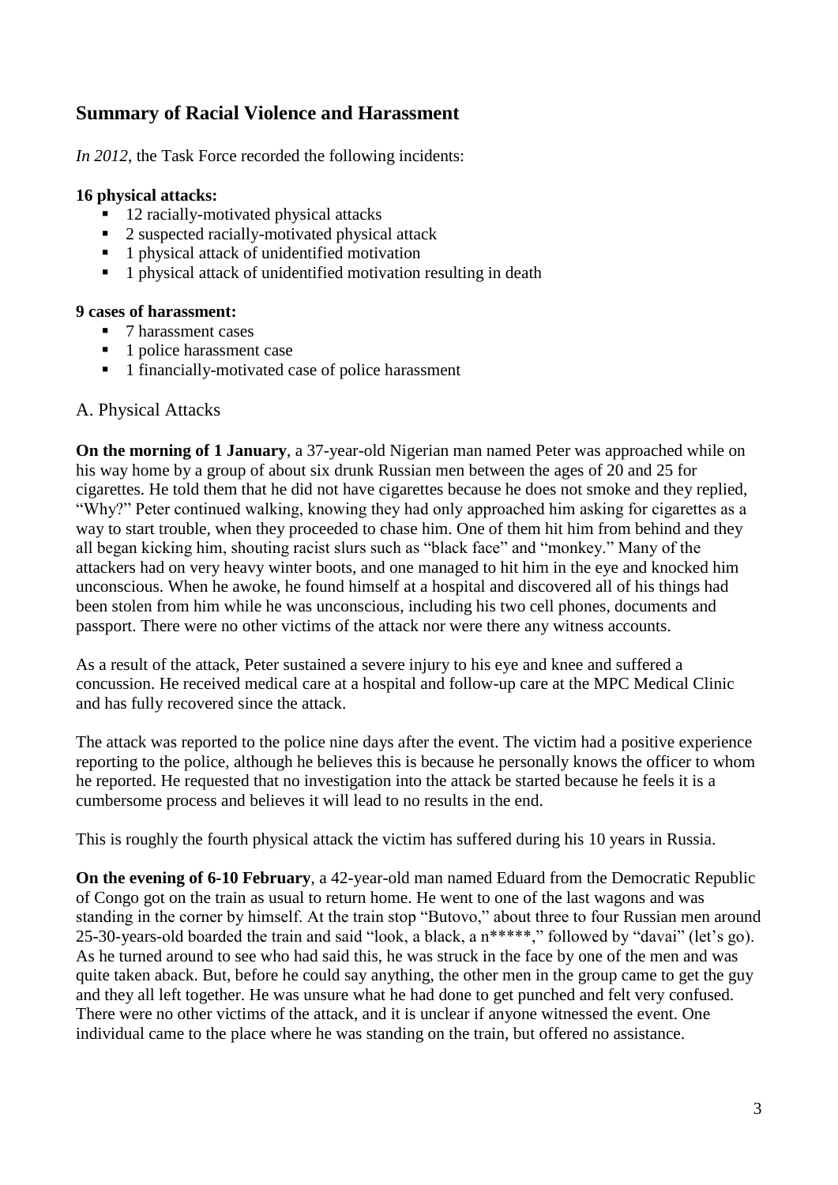## Summary of Racial Violence and Harassment

*In 2012*, the Task Force recorded the following incidents:

**16 physical attacks:**

- 12 racially-motivated physical attacks
- 2 suspected racially-motivated physical attack
- 1 physical attack of unidentified motivation
- 1 physical attack of unidentified motivation resulting in death

**9 cases of harassment:**

- 7 harassment cases
- 1 police harassment case
- 1 financially-motivated case of police harassment

### A. Physical Attacks

**On the morning of 1 January**, a 37-year-old Nigerian man named Peter was approached while on his way home by a group of about six drunk Russian men between the ages of 20 and 25 for cigarettes. He told them that he did not have cigarettes because he does not smoke and they replied, "Why?" Peter continued walking, knowing they had only approached him asking for cigarettes as a way to start trouble, when they proceeded to chase him. One of them hit him from behind and they all began kicking him, shouting racist slurs such as "black face" and "monkey." Many of the attackers had on very heavy winter boots, and one managed to hit him in the eye and knocked him unconscious. When he awoke, he found himself at a hospital and discovered all of his things had been stolen from him while he was unconscious, including his two cell phones, documents and passport. There were no other victims of the attack nor were there any witness accounts.

As a result of the attack, Peter sustained a severe injury to his eye and knee and suffered a concussion. He received medical care at a hospital and follow-up care at the MPC Medical Clinic and has fully recovered since the attack.

The attack was reported to the police nine days after the event. The victim had a positive experience reporting to the police, although he believes this is because he personally knows the officer to whom he reported. He requested that no investigation into the attack be started because he feels it is a cumbersome process and believes it will lead to no results in the end.

This is roughly the fourth physical attack the victim has suffered during his 10 years in Russia.

**On the evening of 6-10 February**, a 42-year-old man named Eduard from the Democratic Republic of Congo got on the train as usual to return home. He went to one of the last wagons and was standing in the corner by himself. At the train stop "Butovo," about three to four Russian men around 25-30-years-old boarded the train and said "look, a black, a n*****," followed by "davai" (let's go). As he turned around to see who had said this, he was struck in the face by one of the men and was quite taken aback. But, before he could say anything, the other men in the group came to get the guy and they all left together. He was unsure what he had done to get punched and felt very confused. There were no other victims of the attack, and it is unclear if anyone witnessed the event. One individual came to the place where he was standing on the train, but offered no assistance.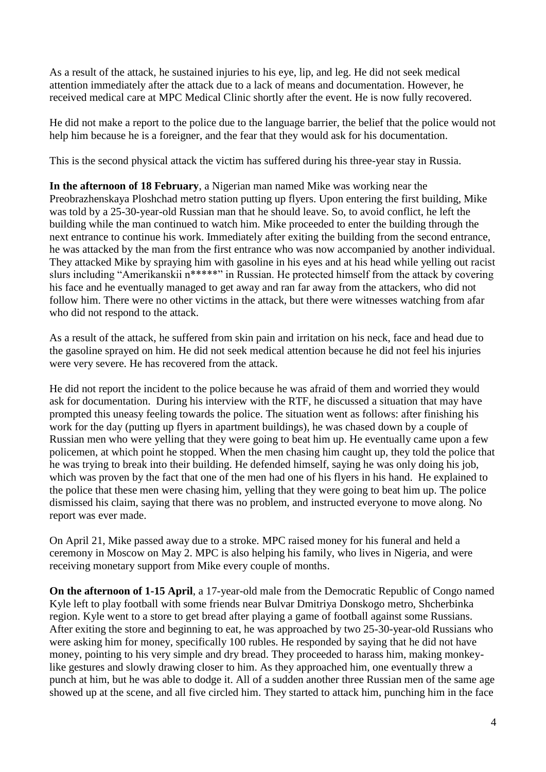As a result of the attack, he sustained injuries to his eye, lip, and leg. He did not seek medical attention immediately after the attack due to a lack of means and documentation. However, he received medical care at MPC Medical Clinic shortly after the event. He is now fully recovered.

He did not make a report to the police due to the language barrier, the belief that the police would not help him because he is a foreigner, and the fear that they would ask for his documentation.

This is the second physical attack the victim has suffered during his three-year stay in Russia.

**In the afternoon of 18 February**, a Nigerian man named Mike was working near the Preobrazhenskaya Ploshchad metro station putting up flyers. Upon entering the first building, Mike was told by a 25-30-year-old Russian man that he should leave. So, to avoid conflict, he left the building while the man continued to watch him. Mike proceeded to enter the building through the next entrance to continue his work. Immediately after exiting the building from the second entrance, he was attacked by the man from the first entrance who was now accompanied by another individual. They attacked Mike by spraying him with gasoline in his eyes and at his head while yelling out racist slurs including "Amerikanskii n*****" in Russian. He protected himself from the attack by covering his face and he eventually managed to get away and ran far away from the attackers, who did not follow him. There were no other victims in the attack, but there were witnesses watching from afar who did not respond to the attack.

As a result of the attack, he suffered from skin pain and irritation on his neck, face and head due to the gasoline sprayed on him. He did not seek medical attention because he did not feel his injuries were very severe. He has recovered from the attack.

He did not report the incident to the police because he was afraid of them and worried they would ask for documentation. During his interview with the RTF, he discussed a situation that may have prompted this uneasy feeling towards the police. The situation went as follows: after finishing his work for the day (putting up flyers in apartment buildings), he was chased down by a couple of Russian men who were yelling that they were going to beat him up. He eventually came upon a few policemen, at which point he stopped. When the men chasing him caught up, they told the police that he was trying to break into their building. He defended himself, saying he was only doing his job, which was proven by the fact that one of the men had one of his flyers in his hand. He explained to the police that these men were chasing him, yelling that they were going to beat him up. The police dismissed his claim, saying that there was no problem, and instructed everyone to move along. No report was ever made.

On April 21, Mike passed away due to a stroke. MPC raised money for his funeral and held a ceremony in Moscow on May 2. MPC is also helping his family, who lives in Nigeria, and were receiving monetary support from Mike every couple of months.

**On the afternoon of 1-15 April**, a 17-year-old male from the Democratic Republic of Congo named Kyle left to play football with some friends near Bulvar Dmitriya Donskogo metro, Shcherbinka region. Kyle went to a store to get bread after playing a game of football against some Russians. After exiting the store and beginning to eat, he was approached by two 25-30-year-old Russians who were asking him for money, specifically 100 rubles. He responded by saying that he did not have money, pointing to his very simple and dry bread. They proceeded to harass him, making monkey-like gestures and slowly drawing closer to him. As they approached him, one eventually threw a punch at him, but he was able to dodge it. All of a sudden another three Russian men of the same age showed up at the scene, and all five circled him. They started to attack him, punching him in the face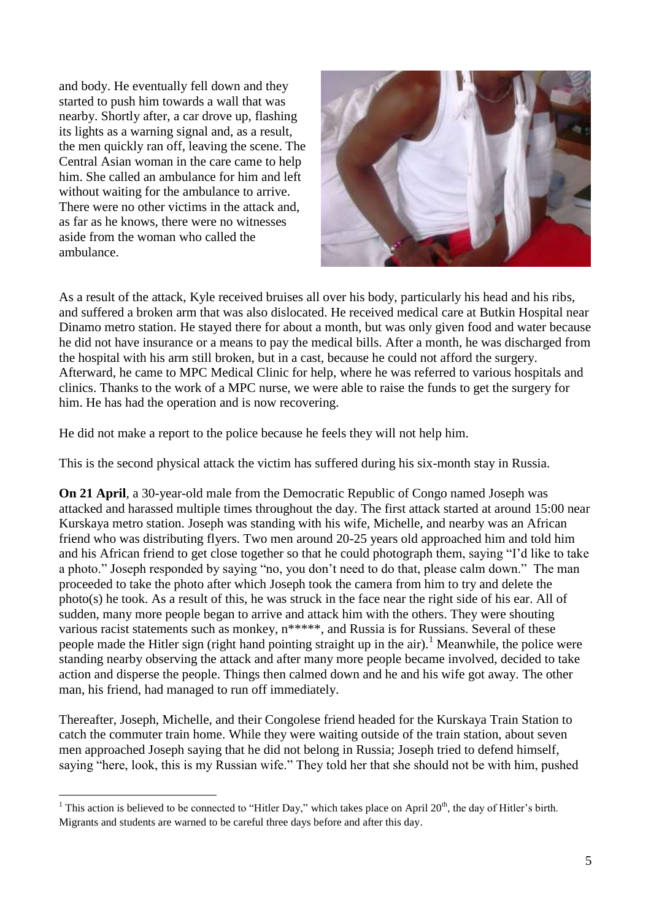and body. He eventually fell down and they started to push him towards a wall that was nearby. Shortly after, a car drove up, flashing its lights as a warning signal and, as a result, the men quickly ran off, leaving the scene. The Central Asian woman in the care came to help him. She called an ambulance for him and left without waiting for the ambulance to arrive. There were no other victims in the attack and, as far as he knows, there were no witnesses aside from the woman who called the ambulance.

As a result of the attack, Kyle received bruises all over his body, particularly his head and his ribs, and suffered a broken arm that was also dislocated. He received medical care at Butkin Hospital near Dinamo metro station. He stayed there for about a month, but was only given food and water because he did not have insurance or a means to pay the medical bills. After a month, he was discharged from the hospital with his arm still broken, but in a cast, because he could not afford the surgery. Afterward, he came to MPC Medical Clinic for help, where he was referred to various hospitals and clinics. Thanks to the work of a MPC nurse, we were able to raise the funds to get the surgery for him. He has had the operation and is now recovering.

He did not make a report to the police because he feels they will not help him.

This is the second physical attack the victim has suffered during his six-month stay in Russia.

**On 21 April**, a 30-year-old male from the Democratic Republic of Congo named Joseph was attacked and harassed multiple times throughout the day. The first attack started at around 15:00 near Kurskaya metro station. Joseph was standing with his wife, Michelle, and nearby was an African friend who was distributing flyers. Two men around 20-25 years old approached him and told him and his African friend to get close together so that he could photograph them, saying "I'd like to take a photo." Joseph responded by saying "no, you don't need to do that, please calm down." The man proceeded to take the photo after which Joseph took the camera from him to try and delete the photo(s) he took. As a result of this, he was struck in the face near the right side of his ear. All of sudden, many more people began to arrive and attack him with the others. They were shouting various racist statements such as monkey, n*****, and Russia is for Russians. Several of these people made the Hitler sign (right hand pointing straight up in the air).[1] Meanwhile, the police were standing nearby observing the attack and after many more people became involved, decided to take action and disperse the people. Things then calmed down and he and his wife got away. The other man, his friend, had managed to run off immediately.

Thereafter, Joseph, Michelle, and their Congolese friend headed for the Kurskaya Train Station to catch the commuter train home. While they were waiting outside of the train station, about seven men approached Joseph saying that he did not belong in Russia; Joseph tried to defend himself, saying "here, look, this is my Russian wife." They told her that she should not be with him, pushed

[1] This action is believed to be connected to "Hitler Day," which takes place on April 20th, the day of Hitler's birth. Migrants and students are warned to be careful three days before and after this day.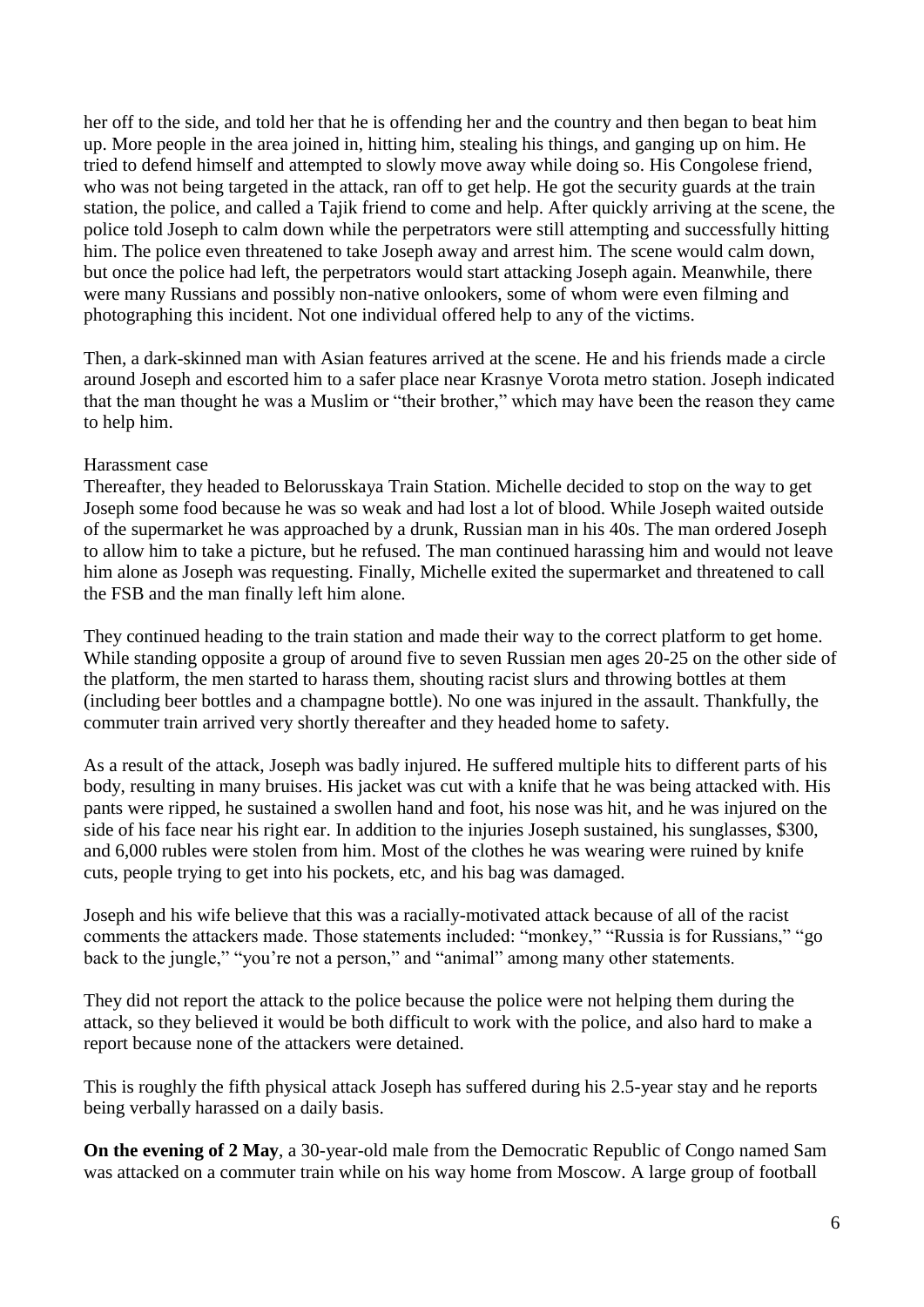her off to the side, and told her that he is offending her and the country and then began to beat him up. More people in the area joined in, hitting him, stealing his things, and ganging up on him. He tried to defend himself and attempted to slowly move away while doing so. His Congolese friend, who was not being targeted in the attack, ran off to get help. He got the security guards at the train station, the police, and called a Tajik friend to come and help. After quickly arriving at the scene, the police told Joseph to calm down while the perpetrators were still attempting and successfully hitting him. The police even threatened to take Joseph away and arrest him. The scene would calm down, but once the police had left, the perpetrators would start attacking Joseph again. Meanwhile, there were many Russians and possibly non-native onlookers, some of whom were even filming and photographing this incident. Not one individual offered help to any of the victims.

Then, a dark-skinned man with Asian features arrived at the scene. He and his friends made a circle around Joseph and escorted him to a safer place near Krasnye Vorota metro station. Joseph indicated that the man thought he was a Muslim or "their brother," which may have been the reason they came to help him.

Harassment case

Thereafter, they headed to Belorusskaya Train Station. Michelle decided to stop on the way to get Joseph some food because he was so weak and had lost a lot of blood. While Joseph waited outside of the supermarket he was approached by a drunk, Russian man in his 40s. The man ordered Joseph to allow him to take a picture, but he refused. The man continued harassing him and would not leave him alone as Joseph was requesting. Finally, Michelle exited the supermarket and threatened to call the FSB and the man finally left him alone.

They continued heading to the train station and made their way to the correct platform to get home. While standing opposite a group of around five to seven Russian men ages 20-25 on the other side of the platform, the men started to harass them, shouting racist slurs and throwing bottles at them (including beer bottles and a champagne bottle). No one was injured in the assault. Thankfully, the commuter train arrived very shortly thereafter and they headed home to safety.

As a result of the attack, Joseph was badly injured. He suffered multiple hits to different parts of his body, resulting in many bruises. His jacket was cut with a knife that he was being attacked with. His pants were ripped, he sustained a swollen hand and foot, his nose was hit, and he was injured on the side of his face near his right ear. In addition to the injuries Joseph sustained, his sunglasses, $300, and 6,000 rubles were stolen from him. Most of the clothes he was wearing were ruined by knife cuts, people trying to get into his pockets, etc, and his bag was damaged.

Joseph and his wife believe that this was a racially-motivated attack because of all of the racist comments the attackers made. Those statements included: "monkey," "Russia is for Russians," "go back to the jungle," "you're not a person," and "animal" among many other statements.

They did not report the attack to the police because the police were not helping them during the attack, so they believed it would be both difficult to work with the police, and also hard to make a report because none of the attackers were detained.

This is roughly the fifth physical attack Joseph has suffered during his 2.5-year stay and he reports being verbally harassed on a daily basis.

**On the evening of 2 May**, a 30-year-old male from the Democratic Republic of Congo named Sam was attacked on a commuter train while on his way home from Moscow. A large group of football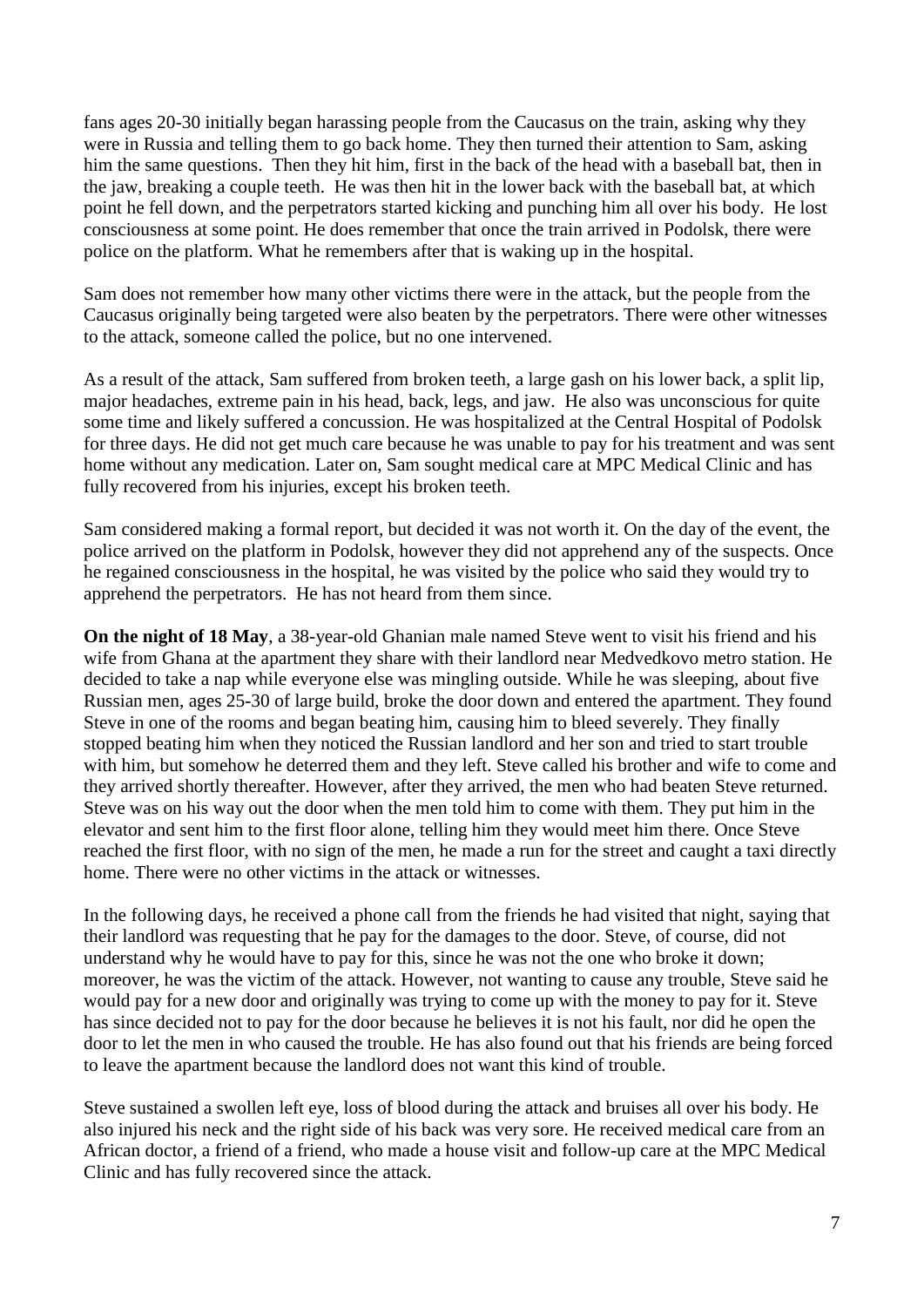fans ages 20-30 initially began harassing people from the Caucasus on the train, asking why they were in Russia and telling them to go back home. They then turned their attention to Sam, asking him the same questions. Then they hit him, first in the back of the head with a baseball bat, then in the jaw, breaking a couple teeth. He was then hit in the lower back with the baseball bat, at which point he fell down, and the perpetrators started kicking and punching him all over his body. He lost consciousness at some point. He does remember that once the train arrived in Podolsk, there were police on the platform. What he remembers after that is waking up in the hospital.

Sam does not remember how many other victims there were in the attack, but the people from the Caucasus originally being targeted were also beaten by the perpetrators. There were other witnesses to the attack, someone called the police, but no one intervened.

As a result of the attack, Sam suffered from broken teeth, a large gash on his lower back, a split lip, major headaches, extreme pain in his head, back, legs, and jaw. He also was unconscious for quite some time and likely suffered a concussion. He was hospitalized at the Central Hospital of Podolsk for three days. He did not get much care because he was unable to pay for his treatment and was sent home without any medication. Later on, Sam sought medical care at MPC Medical Clinic and has fully recovered from his injuries, except his broken teeth.

Sam considered making a formal report, but decided it was not worth it. On the day of the event, the police arrived on the platform in Podolsk, however they did not apprehend any of the suspects. Once he regained consciousness in the hospital, he was visited by the police who said they would try to apprehend the perpetrators. He has not heard from them since.

**On the night of 18 May**, a 38-year-old Ghanian male named Steve went to visit his friend and his wife from Ghana at the apartment they share with their landlord near Medvedkovo metro station. He decided to take a nap while everyone else was mingling outside. While he was sleeping, about five Russian men, ages 25-30 of large build, broke the door down and entered the apartment. They found Steve in one of the rooms and began beating him, causing him to bleed severely. They finally stopped beating him when they noticed the Russian landlord and her son and tried to start trouble with him, but somehow he deterred them and they left. Steve called his brother and wife to come and they arrived shortly thereafter. However, after they arrived, the men who had beaten Steve returned. Steve was on his way out the door when the men told him to come with them. They put him in the elevator and sent him to the first floor alone, telling him they would meet him there. Once Steve reached the first floor, with no sign of the men, he made a run for the street and caught a taxi directly home. There were no other victims in the attack or witnesses.

In the following days, he received a phone call from the friends he had visited that night, saying that their landlord was requesting that he pay for the damages to the door. Steve, of course, did not understand why he would have to pay for this, since he was not the one who broke it down; moreover, he was the victim of the attack. However, not wanting to cause any trouble, Steve said he would pay for a new door and originally was trying to come up with the money to pay for it. Steve has since decided not to pay for the door because he believes it is not his fault, nor did he open the door to let the men in who caused the trouble. He has also found out that his friends are being forced to leave the apartment because the landlord does not want this kind of trouble.

Steve sustained a swollen left eye, loss of blood during the attack and bruises all over his body. He also injured his neck and the right side of his back was very sore. He received medical care from an African doctor, a friend of a friend, who made a house visit and follow-up care at the MPC Medical Clinic and has fully recovered since the attack.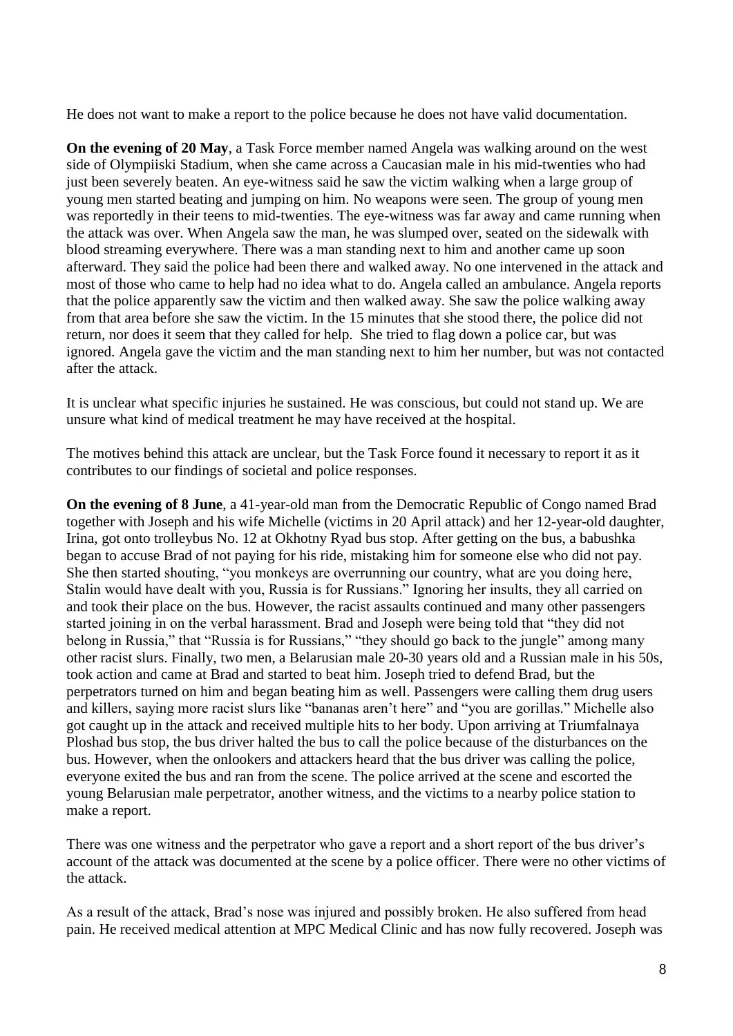He does not want to make a report to the police because he does not have valid documentation.

**On the evening of 20 May**, a Task Force member named Angela was walking around on the west side of Olympiiski Stadium, when she came across a Caucasian male in his mid-twenties who had just been severely beaten. An eye-witness said he saw the victim walking when a large group of young men started beating and jumping on him. No weapons were seen. The group of young men was reportedly in their teens to mid-twenties. The eye-witness was far away and came running when the attack was over. When Angela saw the man, he was slumped over, seated on the sidewalk with blood streaming everywhere. There was a man standing next to him and another came up soon afterward. They said the police had been there and walked away. No one intervened in the attack and most of those who came to help had no idea what to do. Angela called an ambulance. Angela reports that the police apparently saw the victim and then walked away. She saw the police walking away from that area before she saw the victim. In the 15 minutes that she stood there, the police did not return, nor does it seem that they called for help. She tried to flag down a police car, but was ignored. Angela gave the victim and the man standing next to him her number, but was not contacted after the attack.

It is unclear what specific injuries he sustained. He was conscious, but could not stand up. We are unsure what kind of medical treatment he may have received at the hospital.

The motives behind this attack are unclear, but the Task Force found it necessary to report it as it contributes to our findings of societal and police responses.

**On the evening of 8 June**, a 41-year-old man from the Democratic Republic of Congo named Brad together with Joseph and his wife Michelle (victims in 20 April attack) and her 12-year-old daughter, Irina, got onto trolleybus No. 12 at Okhotny Ryad bus stop. After getting on the bus, a babushka began to accuse Brad of not paying for his ride, mistaking him for someone else who did not pay. She then started shouting, "you monkeys are overrunning our country, what are you doing here, Stalin would have dealt with you, Russia is for Russians." Ignoring her insults, they all carried on and took their place on the bus. However, the racist assaults continued and many other passengers started joining in on the verbal harassment. Brad and Joseph were being told that "they did not belong in Russia," that "Russia is for Russians," "they should go back to the jungle" among many other racist slurs. Finally, two men, a Belarusian male 20-30 years old and a Russian male in his 50s, took action and came at Brad and started to beat him. Joseph tried to defend Brad, but the perpetrators turned on him and began beating him as well. Passengers were calling them drug users and killers, saying more racist slurs like "bananas aren't here" and "you are gorillas." Michelle also got caught up in the attack and received multiple hits to her body. Upon arriving at Triumfalnaya Ploshad bus stop, the bus driver halted the bus to call the police because of the disturbances on the bus. However, when the onlookers and attackers heard that the bus driver was calling the police, everyone exited the bus and ran from the scene. The police arrived at the scene and escorted the young Belarusian male perpetrator, another witness, and the victims to a nearby police station to make a report.

There was one witness and the perpetrator who gave a report and a short report of the bus driver's account of the attack was documented at the scene by a police officer. There were no other victims of the attack.

As a result of the attack, Brad's nose was injured and possibly broken. He also suffered from head pain. He received medical attention at MPC Medical Clinic and has now fully recovered. Joseph was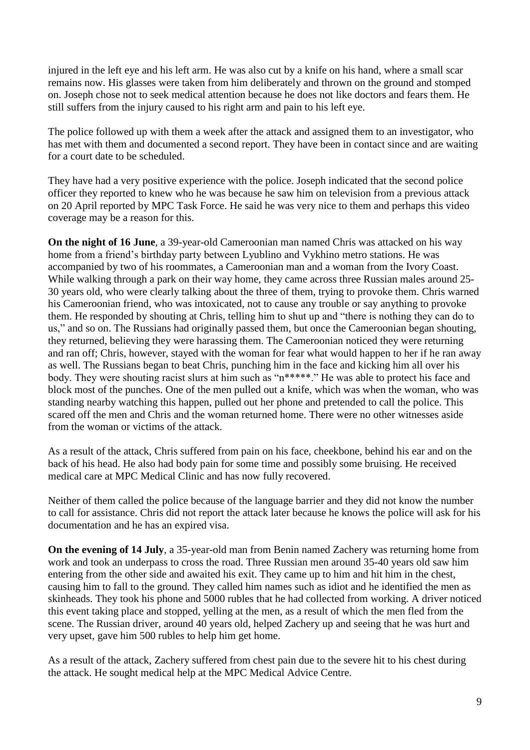injured in the left eye and his left arm. He was also cut by a knife on his hand, where a small scar remains now. His glasses were taken from him deliberately and thrown on the ground and stomped on. Joseph chose not to seek medical attention because he does not like doctors and fears them. He still suffers from the injury caused to his right arm and pain to his left eye.

The police followed up with them a week after the attack and assigned them to an investigator, who has met with them and documented a second report. They have been in contact since and are waiting for a court date to be scheduled.

They have had a very positive experience with the police. Joseph indicated that the second police officer they reported to knew who he was because he saw him on television from a previous attack on 20 April reported by MPC Task Force. He said he was very nice to them and perhaps this video coverage may be a reason for this.

**On the night of 16 June**, a 39-year-old Cameroonian man named Chris was attacked on his way home from a friend's birthday party between Lyublino and Vykhino metro stations. He was accompanied by two of his roommates, a Cameroonian man and a woman from the Ivory Coast. While walking through a park on their way home, they came across three Russian males around 25-30 years old, who were clearly talking about the three of them, trying to provoke them. Chris warned his Cameroonian friend, who was intoxicated, not to cause any trouble or say anything to provoke them. He responded by shouting at Chris, telling him to shut up and "there is nothing they can do to us," and so on. The Russians had originally passed them, but once the Cameroonian began shouting, they returned, believing they were harassing them. The Cameroonian noticed they were returning and ran off; Chris, however, stayed with the woman for fear what would happen to her if he ran away as well. The Russians began to beat Chris, punching him in the face and kicking him all over his body. They were shouting racist slurs at him such as "n*****." He was able to protect his face and block most of the punches. One of the men pulled out a knife, which was when the woman, who was standing nearby watching this happen, pulled out her phone and pretended to call the police. This scared off the men and Chris and the woman returned home. There were no other witnesses aside from the woman or victims of the attack.

As a result of the attack, Chris suffered from pain on his face, cheekbone, behind his ear and on the back of his head. He also had body pain for some time and possibly some bruising. He received medical care at MPC Medical Clinic and has now fully recovered.

Neither of them called the police because of the language barrier and they did not know the number to call for assistance. Chris did not report the attack later because he knows the police will ask for his documentation and he has an expired visa.

**On the evening of 14 July**, a 35-year-old man from Benin named Zachery was returning home from work and took an underpass to cross the road. Three Russian men around 35-40 years old saw him entering from the other side and awaited his exit. They came up to him and hit him in the chest, causing him to fall to the ground. They called him names such as idiot and he identified the men as skinheads. They took his phone and 5000 rubles that he had collected from working. A driver noticed this event taking place and stopped, yelling at the men, as a result of which the men fled from the scene. The Russian driver, around 40 years old, helped Zachery up and seeing that he was hurt and very upset, gave him 500 rubles to help him get home.

As a result of the attack, Zachery suffered from chest pain due to the severe hit to his chest during the attack. He sought medical help at the MPC Medical Advice Centre.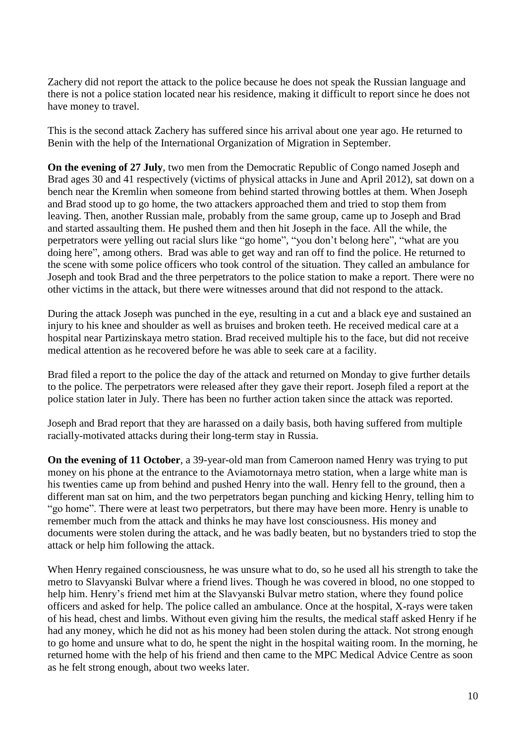Zachery did not report the attack to the police because he does not speak the Russian language and there is not a police station located near his residence, making it difficult to report since he does not have money to travel.

This is the second attack Zachery has suffered since his arrival about one year ago. He returned to Benin with the help of the International Organization of Migration in September.

**On the evening of 27 July**, two men from the Democratic Republic of Congo named Joseph and Brad ages 30 and 41 respectively (victims of physical attacks in June and April 2012), sat down on a bench near the Kremlin when someone from behind started throwing bottles at them. When Joseph and Brad stood up to go home, the two attackers approached them and tried to stop them from leaving. Then, another Russian male, probably from the same group, came up to Joseph and Brad and started assaulting them. He pushed them and then hit Joseph in the face. All the while, the perpetrators were yelling out racial slurs like "go home", "you don't belong here", "what are you doing here", among others. Brad was able to get way and ran off to find the police. He returned to the scene with some police officers who took control of the situation. They called an ambulance for Joseph and took Brad and the three perpetrators to the police station to make a report. There were no other victims in the attack, but there were witnesses around that did not respond to the attack.

During the attack Joseph was punched in the eye, resulting in a cut and a black eye and sustained an injury to his knee and shoulder as well as bruises and broken teeth. He received medical care at a hospital near Partizinskaya metro station. Brad received multiple his to the face, but did not receive medical attention as he recovered before he was able to seek care at a facility.

Brad filed a report to the police the day of the attack and returned on Monday to give further details to the police. The perpetrators were released after they gave their report. Joseph filed a report at the police station later in July. There has been no further action taken since the attack was reported.

Joseph and Brad report that they are harassed on a daily basis, both having suffered from multiple racially-motivated attacks during their long-term stay in Russia.

**On the evening of 11 October**, a 39-year-old man from Cameroon named Henry was trying to put money on his phone at the entrance to the Aviamotornaya metro station, when a large white man is his twenties came up from behind and pushed Henry into the wall. Henry fell to the ground, then a different man sat on him, and the two perpetrators began punching and kicking Henry, telling him to "go home". There were at least two perpetrators, but there may have been more. Henry is unable to remember much from the attack and thinks he may have lost consciousness. His money and documents were stolen during the attack, and he was badly beaten, but no bystanders tried to stop the attack or help him following the attack.

When Henry regained consciousness, he was unsure what to do, so he used all his strength to take the metro to Slavyanski Bulvar where a friend lives. Though he was covered in blood, no one stopped to help him. Henry's friend met him at the Slavyanski Bulvar metro station, where they found police officers and asked for help. The police called an ambulance. Once at the hospital, X-rays were taken of his head, chest and limbs. Without even giving him the results, the medical staff asked Henry if he had any money, which he did not as his money had been stolen during the attack. Not strong enough to go home and unsure what to do, he spent the night in the hospital waiting room. In the morning, he returned home with the help of his friend and then came to the MPC Medical Advice Centre as soon as he felt strong enough, about two weeks later.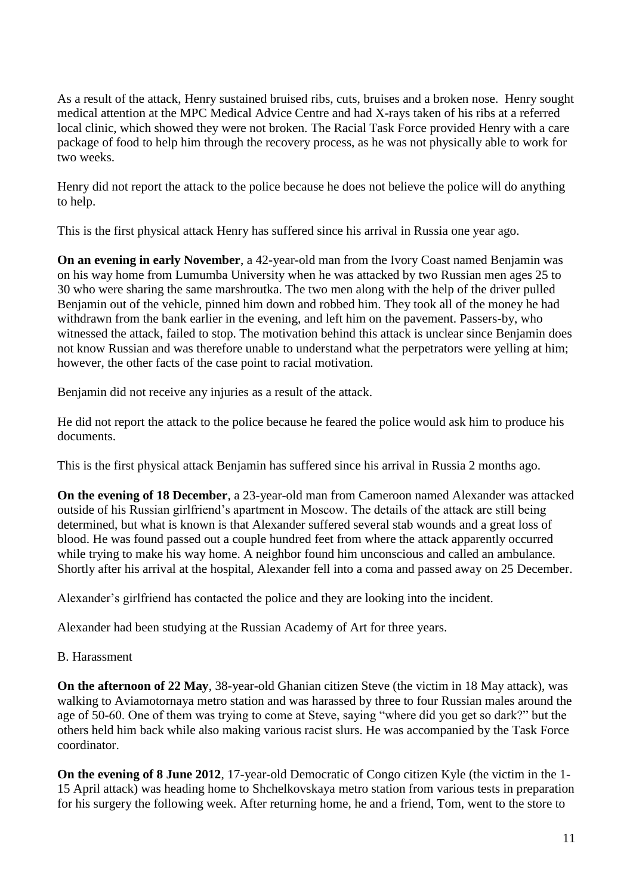As a result of the attack, Henry sustained bruised ribs, cuts, bruises and a broken nose. Henry sought medical attention at the MPC Medical Advice Centre and had X-rays taken of his ribs at a referred local clinic, which showed they were not broken. The Racial Task Force provided Henry with a care package of food to help him through the recovery process, as he was not physically able to work for two weeks.

Henry did not report the attack to the police because he does not believe the police will do anything to help.

This is the first physical attack Henry has suffered since his arrival in Russia one year ago.

**On an evening in early November**, a 42-year-old man from the Ivory Coast named Benjamin was on his way home from Lumumba University when he was attacked by two Russian men ages 25 to 30 who were sharing the same marshroutka. The two men along with the help of the driver pulled Benjamin out of the vehicle, pinned him down and robbed him. They took all of the money he had withdrawn from the bank earlier in the evening, and left him on the pavement. Passers-by, who witnessed the attack, failed to stop. The motivation behind this attack is unclear since Benjamin does not know Russian and was therefore unable to understand what the perpetrators were yelling at him; however, the other facts of the case point to racial motivation.

Benjamin did not receive any injuries as a result of the attack.

He did not report the attack to the police because he feared the police would ask him to produce his documents.

This is the first physical attack Benjamin has suffered since his arrival in Russia 2 months ago.

**On the evening of 18 December**, a 23-year-old man from Cameroon named Alexander was attacked outside of his Russian girlfriend's apartment in Moscow. The details of the attack are still being determined, but what is known is that Alexander suffered several stab wounds and a great loss of blood. He was found passed out a couple hundred feet from where the attack apparently occurred while trying to make his way home. A neighbor found him unconscious and called an ambulance. Shortly after his arrival at the hospital, Alexander fell into a coma and passed away on 25 December.

Alexander's girlfriend has contacted the police and they are looking into the incident.

Alexander had been studying at the Russian Academy of Art for three years.

B. Harassment

**On the afternoon of 22 May**, 38-year-old Ghanian citizen Steve (the victim in 18 May attack), was walking to Aviamotornaya metro station and was harassed by three to four Russian males around the age of 50-60. One of them was trying to come at Steve, saying "where did you get so dark?" but the others held him back while also making various racist slurs. He was accompanied by the Task Force coordinator.

**On the evening of 8 June 2012**, 17-year-old Democratic of Congo citizen Kyle (the victim in the 1-15 April attack) was heading home to Shchelkovskaya metro station from various tests in preparation for his surgery the following week. After returning home, he and a friend, Tom, went to the store to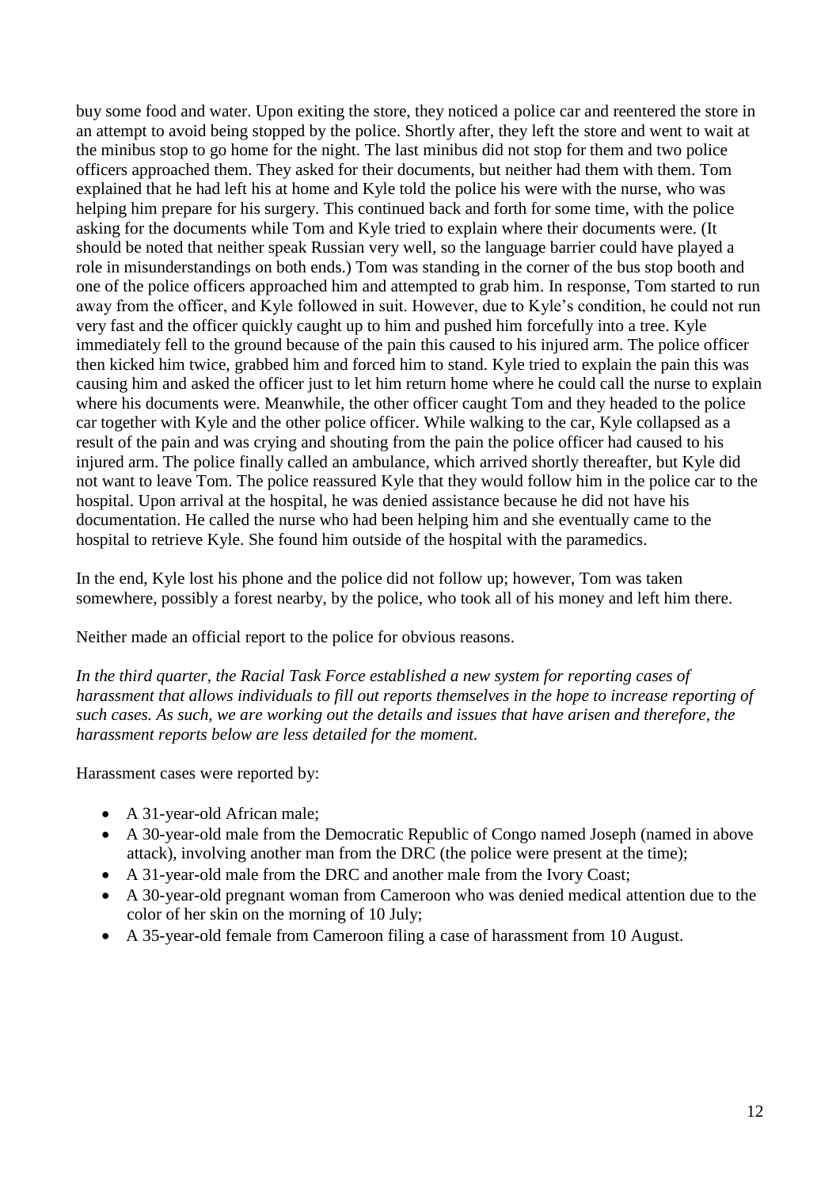buy some food and water. Upon exiting the store, they noticed a police car and reentered the store in an attempt to avoid being stopped by the police. Shortly after, they left the store and went to wait at the minibus stop to go home for the night. The last minibus did not stop for them and two police officers approached them. They asked for their documents, but neither had them with them. Tom explained that he had left his at home and Kyle told the police his were with the nurse, who was helping him prepare for his surgery. This continued back and forth for some time, with the police asking for the documents while Tom and Kyle tried to explain where their documents were. (It should be noted that neither speak Russian very well, so the language barrier could have played a role in misunderstandings on both ends.) Tom was standing in the corner of the bus stop booth and one of the police officers approached him and attempted to grab him. In response, Tom started to run away from the officer, and Kyle followed in suit. However, due to Kyle's condition, he could not run very fast and the officer quickly caught up to him and pushed him forcefully into a tree. Kyle immediately fell to the ground because of the pain this caused to his injured arm. The police officer then kicked him twice, grabbed him and forced him to stand. Kyle tried to explain the pain this was causing him and asked the officer just to let him return home where he could call the nurse to explain where his documents were. Meanwhile, the other officer caught Tom and they headed to the police car together with Kyle and the other police officer. While walking to the car, Kyle collapsed as a result of the pain and was crying and shouting from the pain the police officer had caused to his injured arm. The police finally called an ambulance, which arrived shortly thereafter, but Kyle did not want to leave Tom. The police reassured Kyle that they would follow him in the police car to the hospital. Upon arrival at the hospital, he was denied assistance because he did not have his documentation. He called the nurse who had been helping him and she eventually came to the hospital to retrieve Kyle. She found him outside of the hospital with the paramedics.

In the end, Kyle lost his phone and the police did not follow up; however, Tom was taken somewhere, possibly a forest nearby, by the police, who took all of his money and left him there.

Neither made an official report to the police for obvious reasons.

*In the third quarter, the Racial Task Force established a new system for reporting cases of harassment that allows individuals to fill out reports themselves in the hope to increase reporting of such cases. As such, we are working out the details and issues that have arisen and therefore, the harassment reports below are less detailed for the moment.*

Harassment cases were reported by:

- A 31-year-old African male;
- A 30-year-old male from the Democratic Republic of Congo named Joseph (named in above attack), involving another man from the DRC (the police were present at the time);
- A 31-year-old male from the DRC and another male from the Ivory Coast;
- A 30-year-old pregnant woman from Cameroon who was denied medical attention due to the color of her skin on the morning of 10 July;
- A 35-year-old female from Cameroon filing a case of harassment from 10 August.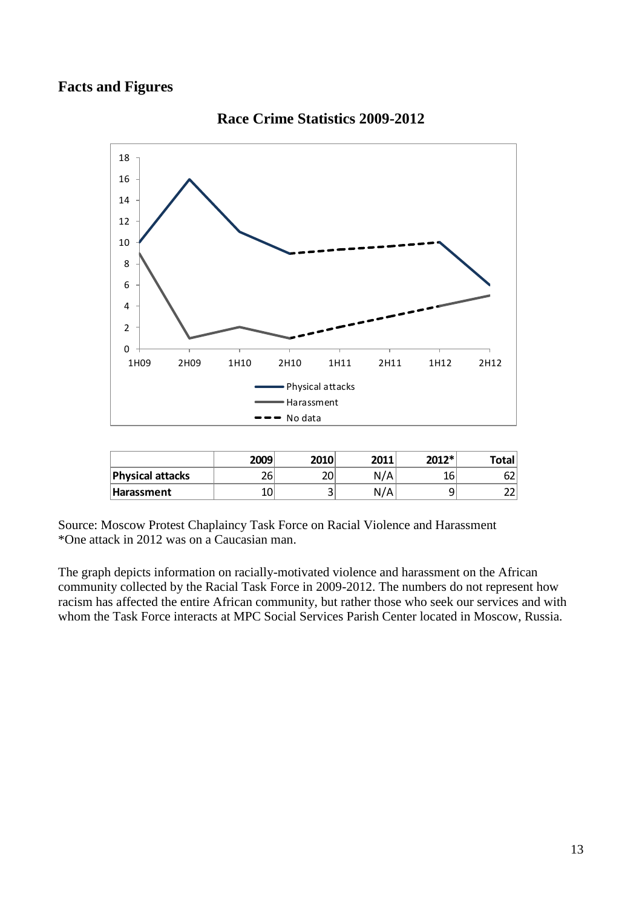## Facts and Figures

**Race Crime Statistics 2009-2012**

| | 2009 | 2010 | 2011 | 2012* | Total |
|---|---|---|---|---|---|
| **Physical attacks** | 26 | 20 | N/A | 16 | 62 |
| **Harassment** | 10 | 3 | N/A | 9 | 22 |

Source: Moscow Protest Chaplaincy Task Force on Racial Violence and Harassment
*One attack in 2012 was on a Caucasian man.

The graph depicts information on racially-motivated violence and harassment on the African community collected by the Racial Task Force in 2009-2012. The numbers do not represent how racism has affected the entire African community, but rather those who seek our services and with whom the Task Force interacts at MPC Social Services Parish Center located in Moscow, Russia.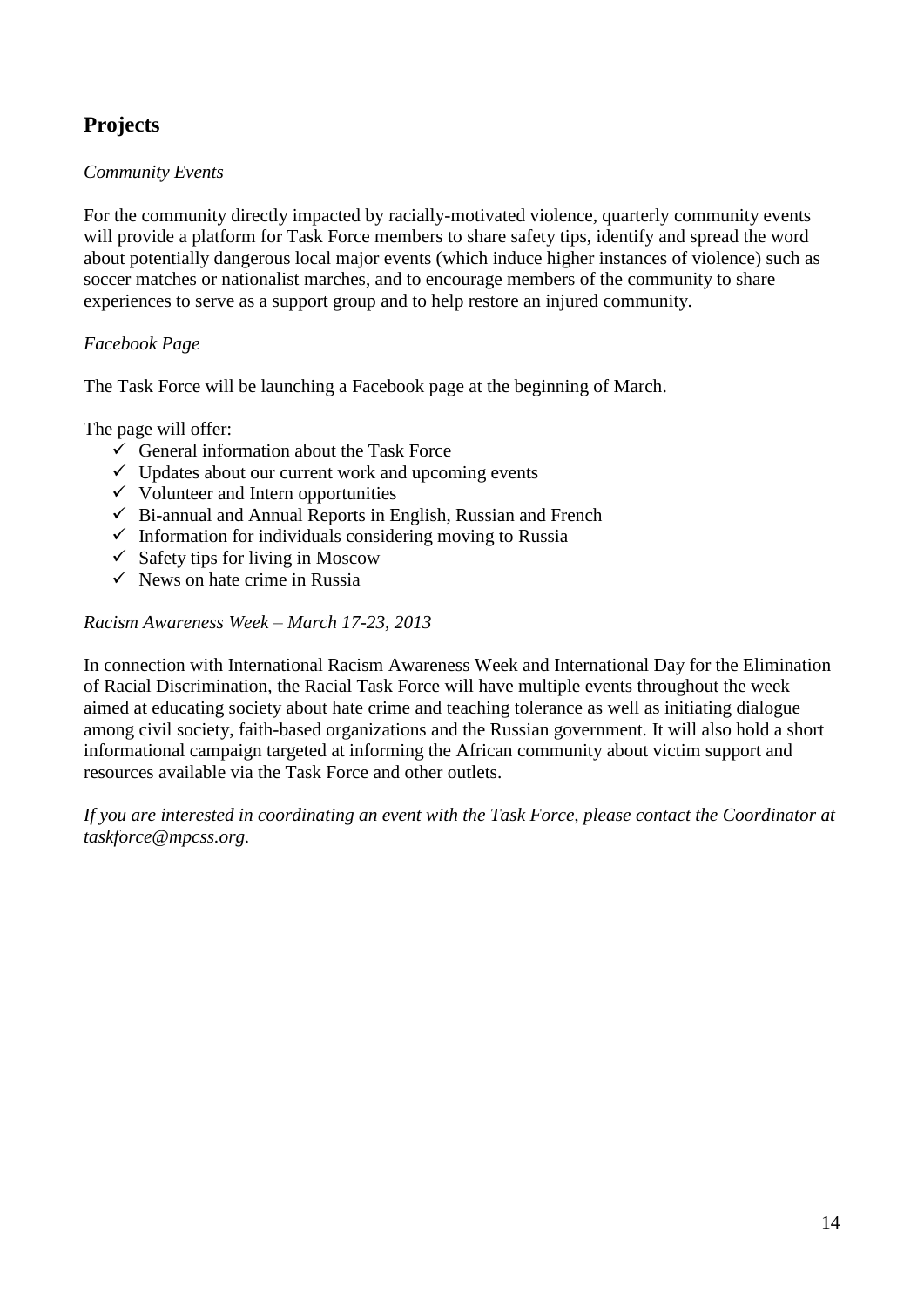## Projects

*Community Events*

For the community directly impacted by racially-motivated violence, quarterly community events will provide a platform for Task Force members to share safety tips, identify and spread the word about potentially dangerous local major events (which induce higher instances of violence) such as soccer matches or nationalist marches, and to encourage members of the community to share experiences to serve as a support group and to help restore an injured community.

*Facebook Page*

The Task Force will be launching a Facebook page at the beginning of March.

The page will offer:

- ✓ General information about the Task Force
- ✓ Updates about our current work and upcoming events
- ✓ Volunteer and Intern opportunities
- ✓ Bi-annual and Annual Reports in English, Russian and French
- ✓ Information for individuals considering moving to Russia
- ✓ Safety tips for living in Moscow
- ✓ News on hate crime in Russia

*Racism Awareness Week – March 17-23, 2013*

In connection with International Racism Awareness Week and International Day for the Elimination of Racial Discrimination, the Racial Task Force will have multiple events throughout the week aimed at educating society about hate crime and teaching tolerance as well as initiating dialogue among civil society, faith-based organizations and the Russian government. It will also hold a short informational campaign targeted at informing the African community about victim support and resources available via the Task Force and other outlets.

*If you are interested in coordinating an event with the Task Force, please contact the Coordinator at taskforce@mpcss.org.*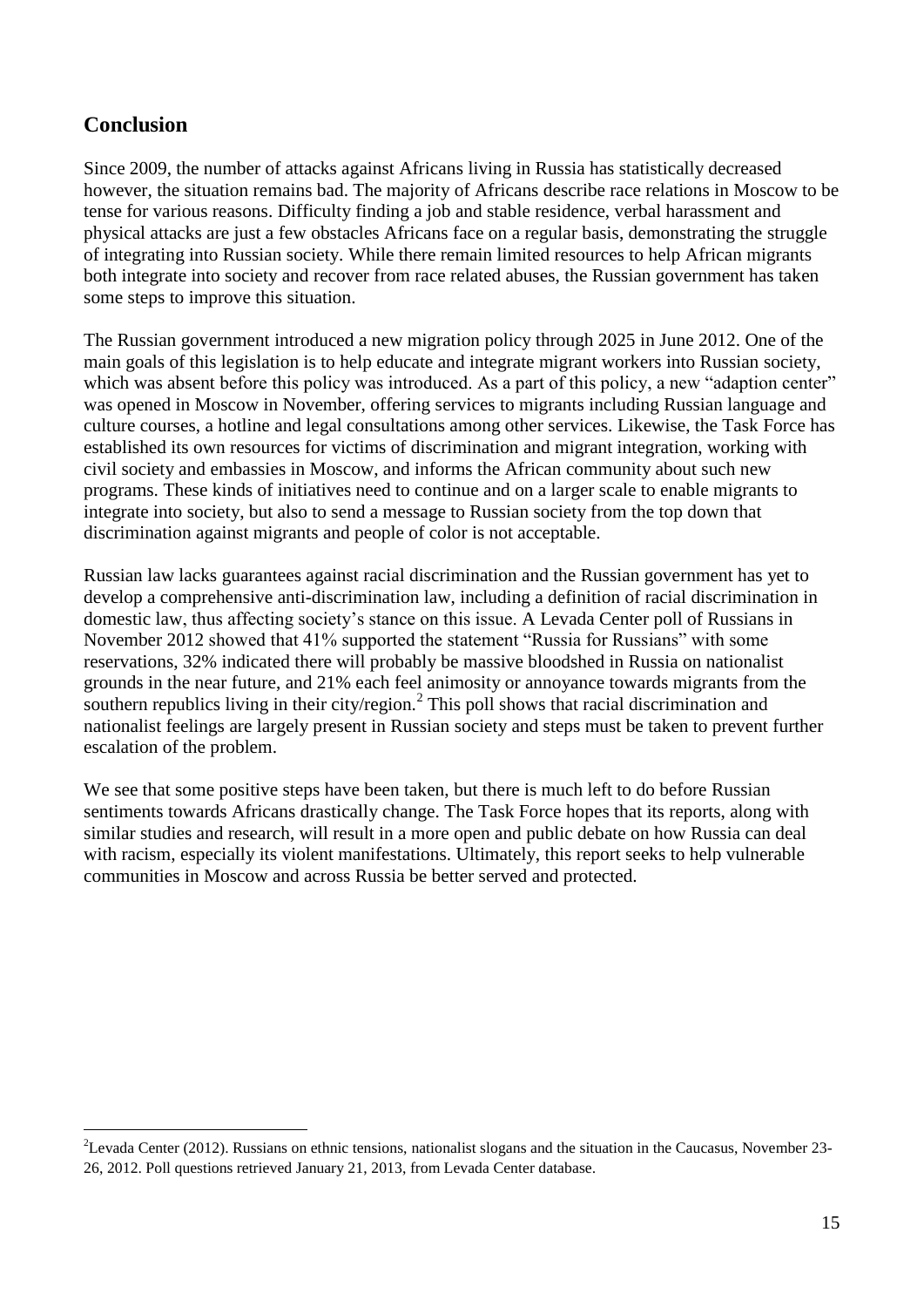## Conclusion

Since 2009, the number of attacks against Africans living in Russia has statistically decreased however, the situation remains bad. The majority of Africans describe race relations in Moscow to be tense for various reasons. Difficulty finding a job and stable residence, verbal harassment and physical attacks are just a few obstacles Africans face on a regular basis, demonstrating the struggle of integrating into Russian society. While there remain limited resources to help African migrants both integrate into society and recover from race related abuses, the Russian government has taken some steps to improve this situation.

The Russian government introduced a new migration policy through 2025 in June 2012. One of the main goals of this legislation is to help educate and integrate migrant workers into Russian society, which was absent before this policy was introduced. As a part of this policy, a new "adaption center" was opened in Moscow in November, offering services to migrants including Russian language and culture courses, a hotline and legal consultations among other services. Likewise, the Task Force has established its own resources for victims of discrimination and migrant integration, working with civil society and embassies in Moscow, and informs the African community about such new programs. These kinds of initiatives need to continue and on a larger scale to enable migrants to integrate into society, but also to send a message to Russian society from the top down that discrimination against migrants and people of color is not acceptable.

Russian law lacks guarantees against racial discrimination and the Russian government has yet to develop a comprehensive anti-discrimination law, including a definition of racial discrimination in domestic law, thus affecting society's stance on this issue. A Levada Center poll of Russians in November 2012 showed that 41% supported the statement "Russia for Russians" with some reservations, 32% indicated there will probably be massive bloodshed in Russia on nationalist grounds in the near future, and 21% each feel animosity or annoyance towards migrants from the southern republics living in their city/region.[2] This poll shows that racial discrimination and nationalist feelings are largely present in Russian society and steps must be taken to prevent further escalation of the problem.

We see that some positive steps have been taken, but there is much left to do before Russian sentiments towards Africans drastically change. The Task Force hopes that its reports, along with similar studies and research, will result in a more open and public debate on how Russia can deal with racism, especially its violent manifestations. Ultimately, this report seeks to help vulnerable communities in Moscow and across Russia be better served and protected.

[2] Levada Center (2012). Russians on ethnic tensions, nationalist slogans and the situation in the Caucasus, November 23-26, 2012. Poll questions retrieved January 21, 2013, from Levada Center database.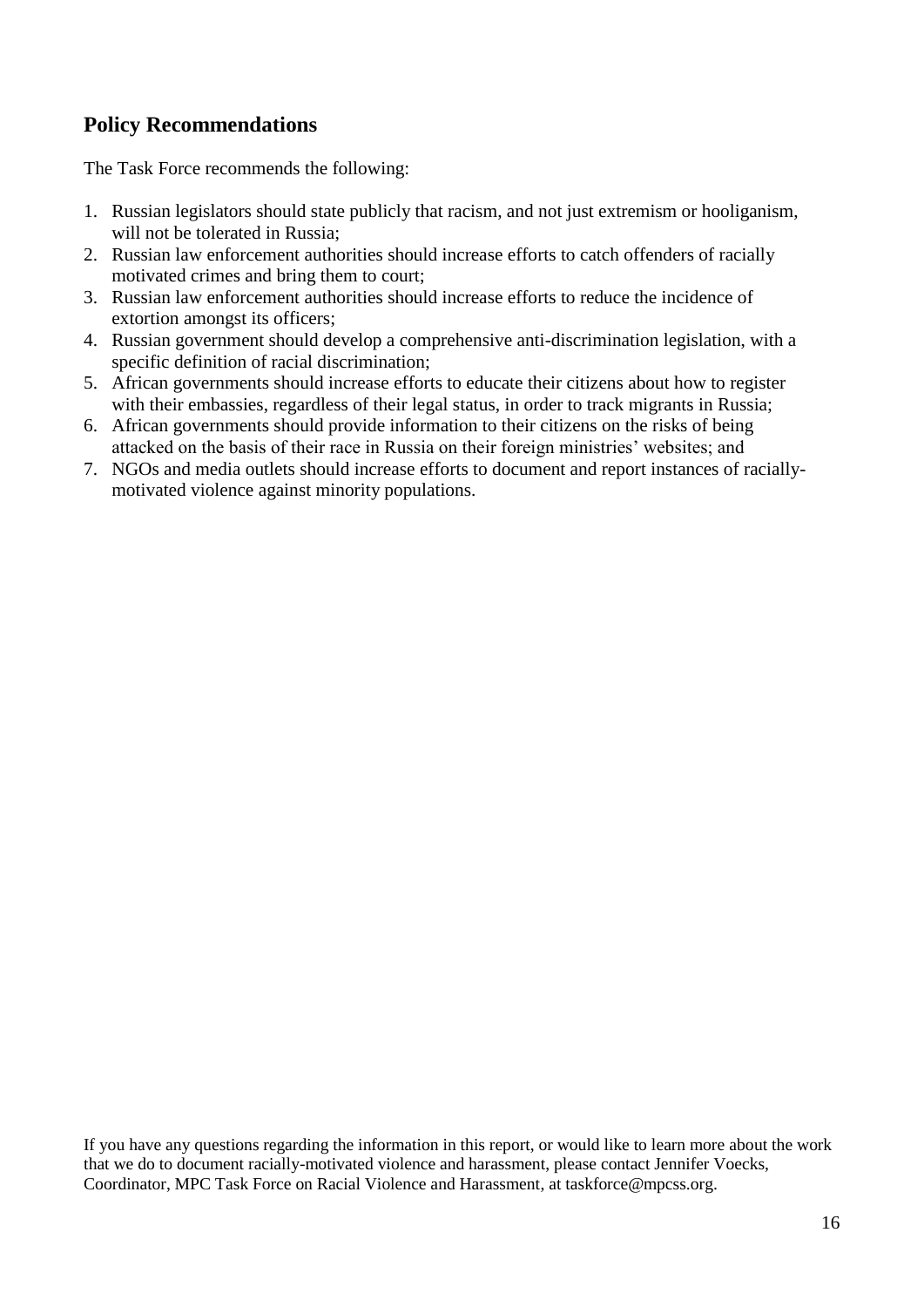## Policy Recommendations

The Task Force recommends the following:

1. Russian legislators should state publicly that racism, and not just extremism or hooliganism, will not be tolerated in Russia;
2. Russian law enforcement authorities should increase efforts to catch offenders of racially motivated crimes and bring them to court;
3. Russian law enforcement authorities should increase efforts to reduce the incidence of extortion amongst its officers;
4. Russian government should develop a comprehensive anti-discrimination legislation, with a specific definition of racial discrimination;
5. African governments should increase efforts to educate their citizens about how to register with their embassies, regardless of their legal status, in order to track migrants in Russia;
6. African governments should provide information to their citizens on the risks of being attacked on the basis of their race in Russia on their foreign ministries' websites; and
7. NGOs and media outlets should increase efforts to document and report instances of racially-motivated violence against minority populations.

If you have any questions regarding the information in this report, or would like to learn more about the work that we do to document racially-motivated violence and harassment, please contact Jennifer Voecks, Coordinator, MPC Task Force on Racial Violence and Harassment, at taskforce@mpcss.org.